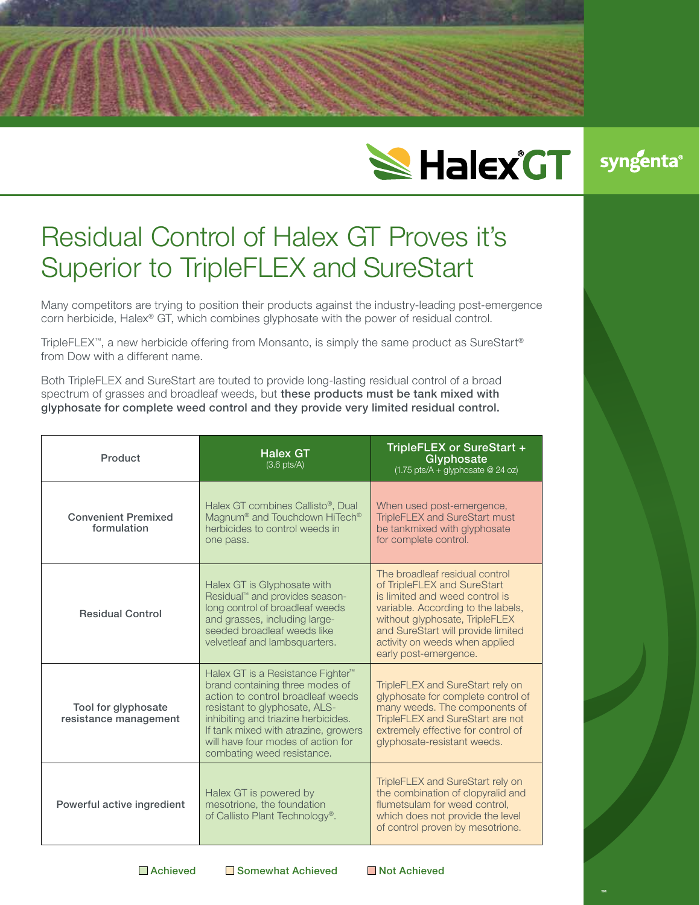# Residual Control of Halex GT Proves it's Superior to TripleFLEX and SureStart

Many competitors are trying to position their products against the industry-leading post-emergence corn herbicide, Halex® GT, which combines glyphosate with the power of residual control.

TripleFLEX™, a new herbicide offering from Monsanto, is simply the same product as SureStart® from Dow with a different name.

Both TripleFLEX and SureStart are touted to provide long-lasting residual control of a broad spectrum of grasses and broadleaf weeds, but **these products must be tank mixed with glyphosate for complete weed control and they provide very limited residual control.**

| Product | Halex GT (3.6 pts/A) | TripleFLEX or SureStart + Glyphosate (1.75 pts/A + glyphosate @ 24 oz) |
|---|---|---|
| Convenient Premixed formulation | Halex GT combines Callisto®, Dual Magnum® and Touchdown HiTech® herbicides to control weeds in one pass. | When used post-emergence, TripleFLEX and SureStart must be tankmixed with glyphosate for complete control. |
| Residual Control | Halex GT is Glyphosate with Residual™ and provides season-long control of broadleaf weeds and grasses, including large-seeded broadleaf weeds like velvetleaf and lambsquarters. | The broadleaf residual control of TripleFLEX and SureStart is limited and weed control is variable. According to the labels, without glyphosate, TripleFLEX and SureStart will provide limited activity on weeds when applied early post-emergence. |
| Tool for glyphosate resistance management | Halex GT is a Resistance Fighter™ brand containing three modes of action to control broadleaf weeds resistant to glyphosate, ALS-inhibiting and triazine herbicides. If tank mixed with atrazine, growers will have four modes of action for combating weed resistance. | TripleFLEX and SureStart rely on glyphosate for complete control of many weeds. The components of TripleFLEX and SureStart are not extremely effective for control of glyphosate-resistant weeds. |
| Powerful active ingredient | Halex GT is powered by mesotrione, the foundation of Callisto Plant Technology®. | TripleFLEX and SureStart rely on the combination of clopyralid and flumetsulam for weed control, which does not provide the level of control proven by mesotrione. |

Achieved | Somewhat Achieved | Not Achieved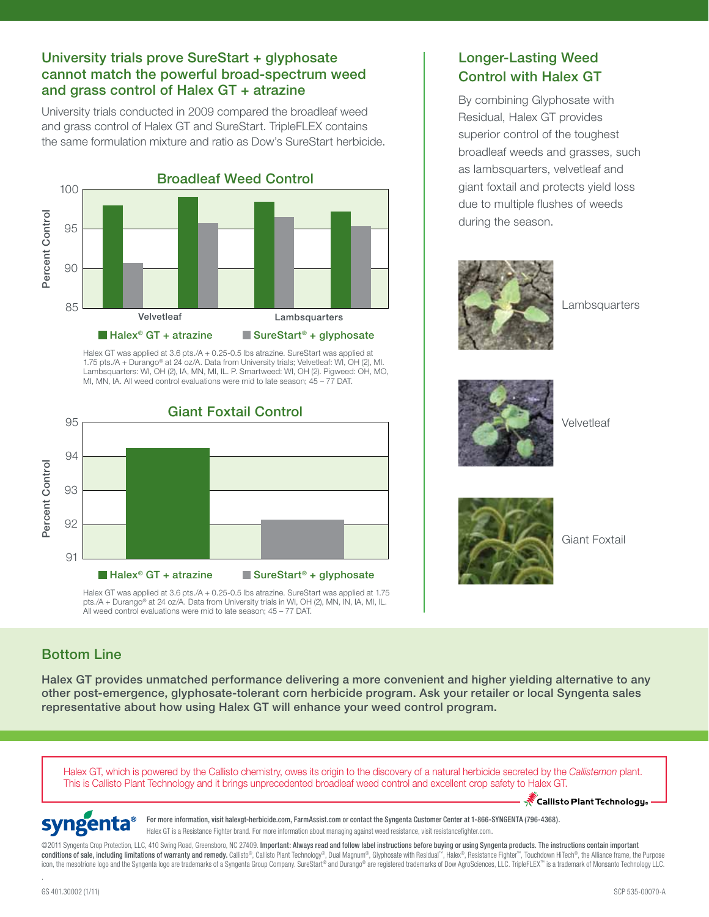## University trials prove SureStart + glyphosate cannot match the powerful broad-spectrum weed and grass control of Halex GT + atrazine

University trials conducted in 2009 compared the broadleaf weed and grass control of Halex GT and SureStart. TripleFLEX contains the same formulation mixture and ratio as Dow's SureStart herbicide.

### Broadleaf Weed Control

Percent Control

100
95
90
85

Velvetleaf
Lambsquarters

Halex® GT + atrazine
SureStart® + glyphosate

Halex GT was applied at 3.6 pts./A + 0.25-0.5 lbs atrazine. SureStart was applied at 1.75 pts./A + Durango® at 24 oz/A. Data from University trials; Velvetleaf: WI, OH (2), MI. Lambsquarters: WI, OH (2), IA, MN, MI, IL. P. Smartweed: WI, OH (2). Pigweed: OH, MO, MI, MN, IA. All weed control evaluations were mid to late season; 45 – 77 DAT.

### Giant Foxtail Control

Percent Control

95
94
93
92
91

Halex® GT + atrazine
SureStart® + glyphosate

Halex GT was applied at 3.6 pts./A + 0.25-0.5 lbs atrazine. SureStart was applied at 1.75 pts./A + Durango® at 24 oz/A. Data from University trials in WI, OH (2), MN, IN, IA, MI, IL. All weed control evaluations were mid to late season; 45 – 77 DAT.

## Longer-Lasting Weed Control with Halex GT

By combining Glyphosate with Residual, Halex GT provides superior control of the toughest broadleaf weeds and grasses, such as lambsquarters, velvetleaf and giant foxtail and protects yield loss due to multiple flushes of weeds during the season.

Lambsquarters

Velvetleaf

Giant Foxtail

## Bottom Line

**Halex GT provides unmatched performance delivering a more convenient and higher yielding alternative to any other post-emergence, glyphosate-tolerant corn herbicide program. Ask your retailer or local Syngenta sales representative about how using Halex GT will enhance your weed control program.**

Halex GT, which is powered by the Callisto chemistry, owes its origin to the discovery of a natural herbicide secreted by the *Callistemon* plant. This is Callisto Plant Technology and it brings unprecedented broadleaf weed control and excellent crop safety to Halex GT.

Callisto Plant Technology.

syngenta®

For more information, visit halexgt-herbicide.com, FarmAssist.com or contact the Syngenta Customer Center at 1-866-SYNGENTA (796-4368).
Halex GT is a Resistance Fighter brand. For more information about managing against weed resistance, visit resistancefighter.com.

©2011 Syngenta Crop Protection, LLC, 410 Swing Road, Greensboro, NC 27409. **Important: Always read and follow label instructions before buying or using Syngenta products. The instructions contain important conditions of sale, including limitations of warranty and remedy.** Callisto®, Callisto Plant Technology®, Dual Magnum®, Glyphosate with Residual™, Halex®, Resistance Fighter™, Touchdown HiTech®, the Alliance frame, the Purpose icon, the mesotrione logo and the Syngenta logo are trademarks of a Syngenta Group Company. SureStart® and Durango® are registered trademarks of Dow AgroSciences, LLC. TripleFLEX™ is a trademark of Monsanto Technology LLC.

GS 401.30002 (1/11)

SCP 535-00070-A